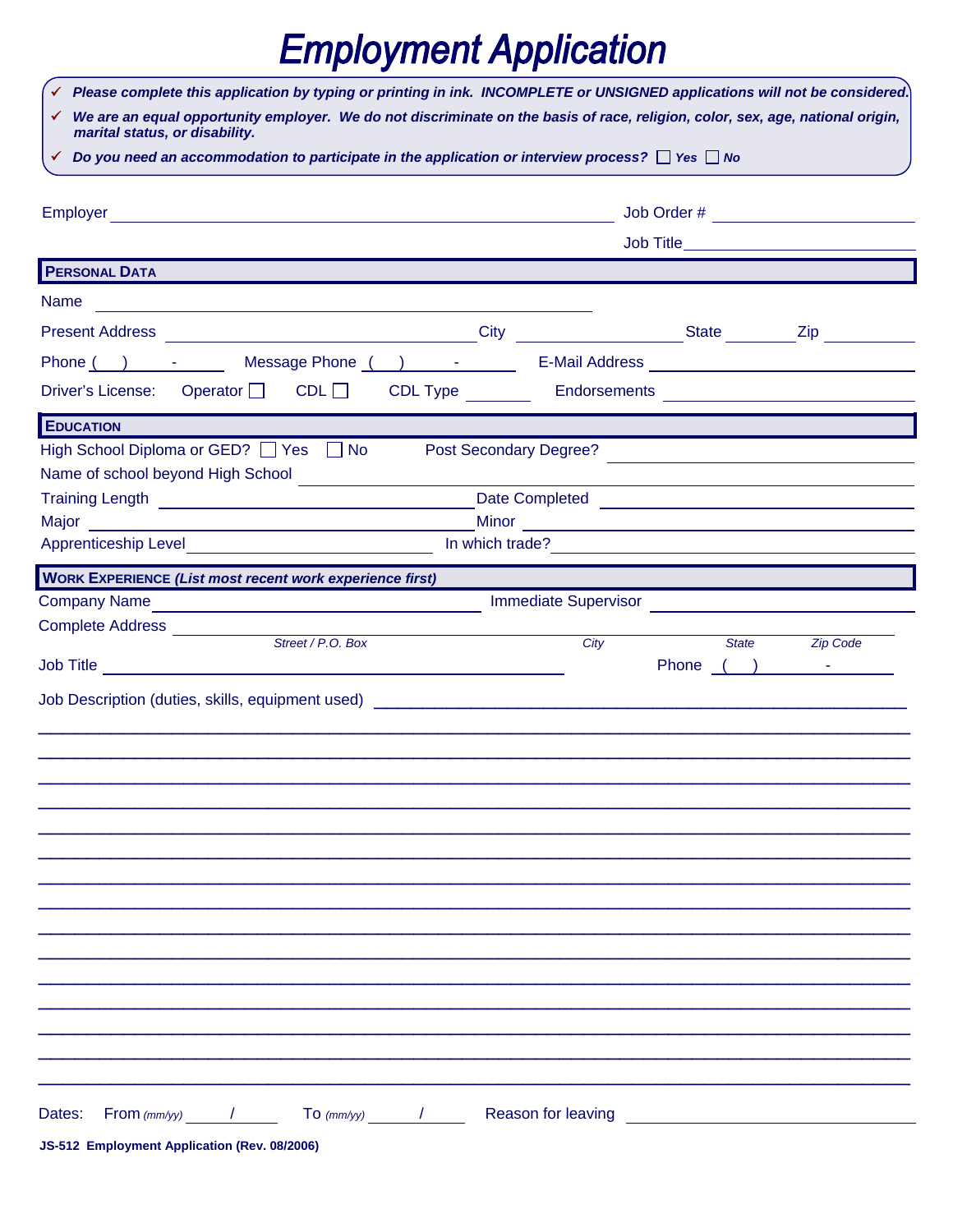# Employment Application

- ✓ ***Please complete this application by typing or printing in ink. INCOMPLETE or UNSIGNED applications will not be considered.***
- ✓ ***We are an equal opportunity employer. We do not discriminate on the basis of race, religion, color, sex, age, national origin, marital status, or disability.***
- ✓ ***Do you need an accommodation to participate in the application or interview process?*** ☐ ***Yes*** ☐ ***No***

Employer ______________________________ Job Order # ______________

Job Title ______________

## PERSONAL DATA

Name ______________________________

Present Address ______________________ City ______________ State ________ Zip ________

Phone ( ) - Message Phone ( ) - E-Mail Address ______________

Driver's License: Operator ☐ CDL ☐ CDL Type ________ Endorsements ______________

## EDUCATION

High School Diploma or GED? ☐ Yes ☐ No Post Secondary Degree? ______________

Name of school beyond High School ______________________________

Training Length ______________ Date Completed ______________

Major ______________ Minor ______________

Apprenticeship Level ______________ In which trade? ______________

## WORK EXPERIENCE *(List most recent work experience first)*

Company Name ______________ Immediate Supervisor ______________

Complete Address ______________________________

*Street / P.O. Box* *City* *State* *Zip Code*

Job Title ______________ Phone ( ) -

Job Description (duties, skills, equipment used) ______________________________

______________________________________________________________________

______________________________________________________________________

______________________________________________________________________

______________________________________________________________________

______________________________________________________________________

______________________________________________________________________

______________________________________________________________________

______________________________________________________________________

______________________________________________________________________

______________________________________________________________________

______________________________________________________________________

______________________________________________________________________

______________________________________________________________________

______________________________________________________________________

______________________________________________________________________

Dates: From *(mm/yy)* ____/____ To *(mm/yy)* ____/____ Reason for leaving ______________

**JS-512 Employment Application (Rev. 08/2006)**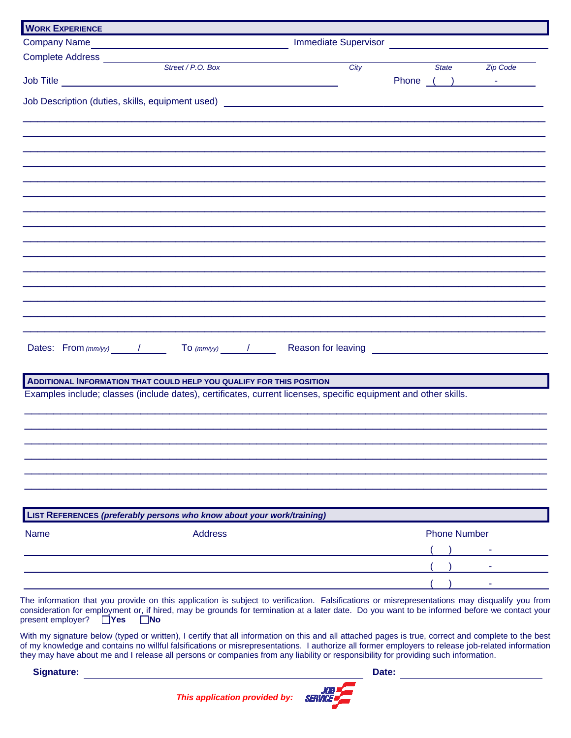## WORK EXPERIENCE

Company Name ______________________ Immediate Supervisor ______________________

Complete Address ______________________________________________
*Street / P.O. Box* *City* *State* *Zip Code*

Job Title ______________________ Phone ( ) -

Job Description (duties, skills, equipment used) ______________________

Dates: From *(mm/yy)* ___/___ To *(mm/yy)* ___/___ Reason for leaving ______________________

## ADDITIONAL INFORMATION THAT COULD HELP YOU QUALIFY FOR THIS POSITION

Examples include; classes (include dates), certificates, current licenses, specific equipment and other skills.

## LIST REFERENCES *(preferably persons who know about your work/training)*

| Name | Address | Phone Number |
|---|---|---|
| | | ( ) - |
| | | ( ) - |
| | | ( ) - |

The information that you provide on this application is subject to verification. Falsifications or misrepresentations may disqualify you from consideration for employment or, if hired, may be grounds for termination at a later date. Do you want to be informed before we contact your present employer? ☐ **Yes** ☐ **No**

With my signature below (typed or written), I certify that all information on this and all attached pages is true, correct and complete to the best of my knowledge and contains no willful falsifications or misrepresentations. I authorize all former employers to release job-related information they may have about me and I release all persons or companies from any liability or responsibility for providing such information.

**Signature:** ______________________ **Date:** ______________________

***This application provided by:*** JOB SERVICE